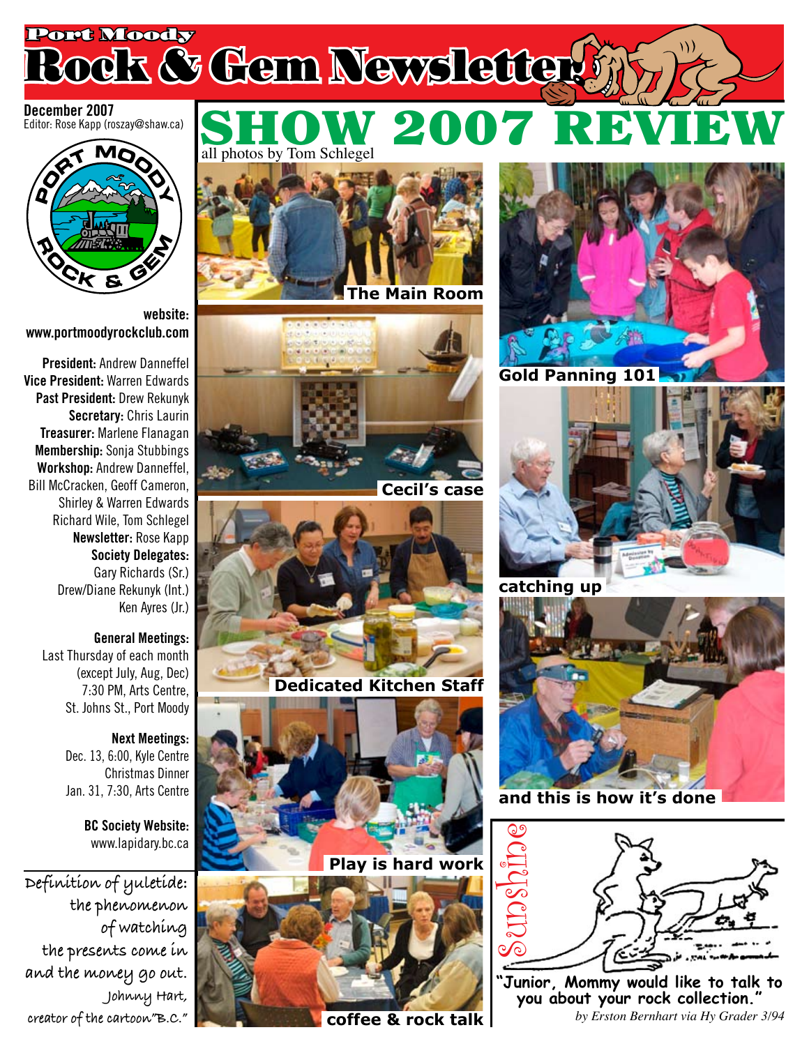# Port Moody Rock & Gem Newsletter

**December 2007**
Editor: Rose Kapp (roszay@shaw.ca)

**website:**
**www.portmoodyrockclub.com**

**President:** Andrew Danneffel
**Vice President:** Warren Edwards
**Past President:** Drew Rekunyk
**Secretary:** Chris Laurin
**Treasurer:** Marlene Flanagan
**Membership:** Sonja Stubbings
**Workshop:** Andrew Danneffel, Bill McCracken, Geoff Cameron, Shirley & Warren Edwards Richard Wile, Tom Schlegel
**Newsletter:** Rose Kapp
**Society Delegates:**
Gary Richards (Sr.)
Drew/Diane Rekunyk (Int.)
Ken Ayres (Jr.)

**General Meetings:**
Last Thursday of each month (except July, Aug, Dec)
7:30 PM, Arts Centre, St. Johns St., Port Moody

**Next Meetings:**
Dec. 13, 6:00, Kyle Centre Christmas Dinner
Jan. 31, 7:30, Arts Centre

**BC Society Website:**
www.lapidary.bc.ca

Definition of yuletide: the phenomenon of watching the presents come in and the money go out.
Johnny Hart, creator of the cartoon "B.C."

# SHOW 2007 REVIEW

all photos by Tom Schlegel

The Main Room

Cecil's case

Dedicated Kitchen Staff

Play is hard work

coffee & rock talk

Gold Panning 101

catching up

and this is how it's done

## Sunshine

"Junior, Mommy would like to talk to you about your rock collection."

*by Erston Bernhart via Hy Grader 3/94*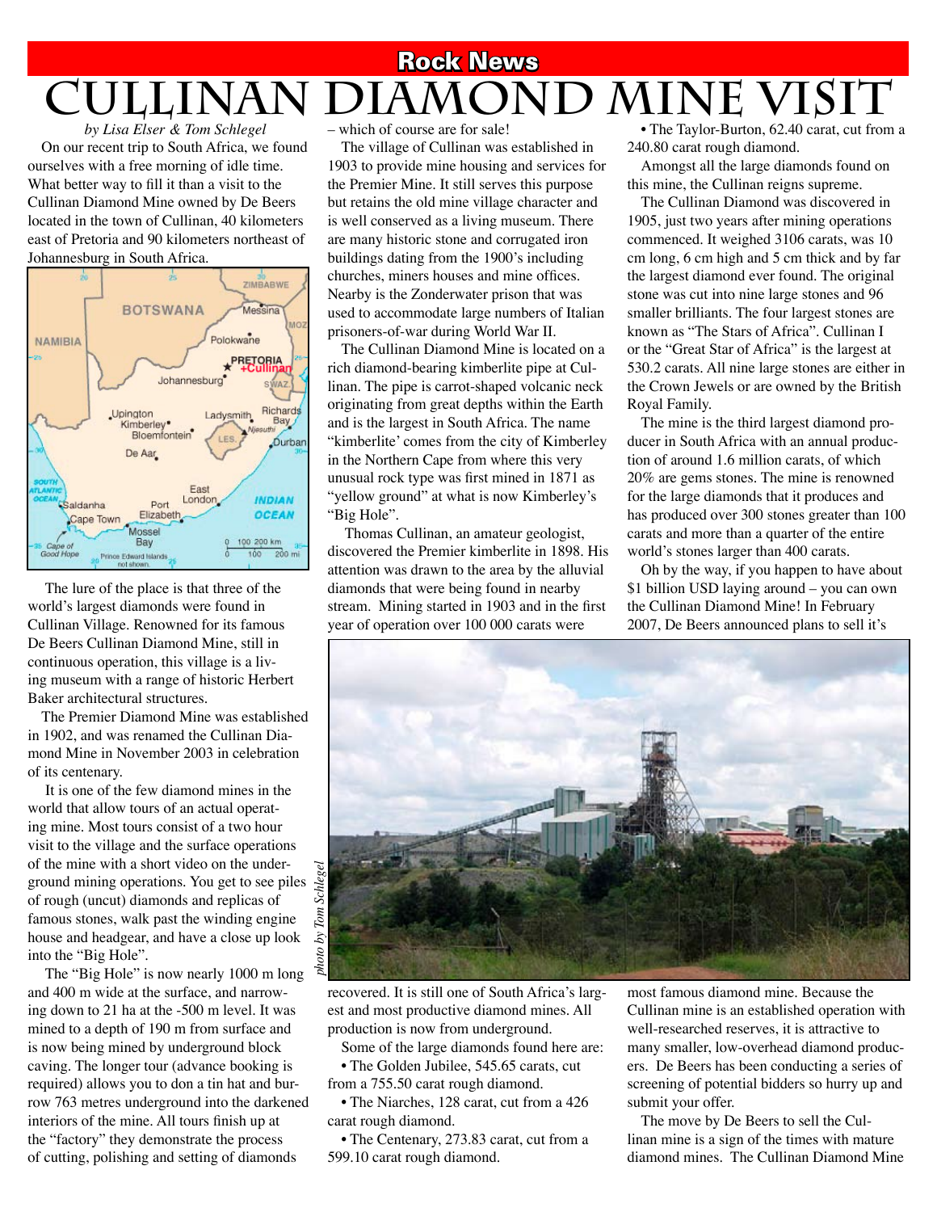**Rock News**

# Cullinan Diamond Mine Visit

*by Lisa Elser & Tom Schlegel*

On our recent trip to South Africa, we found ourselves with a free morning of idle time. What better way to fill it than a visit to the Cullinan Diamond Mine owned by De Beers located in the town of Cullinan, 40 kilometers east of Pretoria and 90 kilometers northeast of Johannesburg in South Africa.

The lure of the place is that three of the world's largest diamonds were found in Cullinan Village. Renowned for its famous De Beers Cullinan Diamond Mine, still in continuous operation, this village is a living museum with a range of historic Herbert Baker architectural structures.

The Premier Diamond Mine was established in 1902, and was renamed the Cullinan Diamond Mine in November 2003 in celebration of its centenary.

It is one of the few diamond mines in the world that allow tours of an actual operating mine. Most tours consist of a two hour visit to the village and the surface operations of the mine with a short video on the underground mining operations. You get to see piles of rough (uncut) diamonds and replicas of famous stones, walk past the winding engine house and headgear, and have a close up look into the "Big Hole".

The "Big Hole" is now nearly 1000 m long and 400 m wide at the surface, and narrowing down to 21 ha at the -500 m level. It was mined to a depth of 190 m from surface and is now being mined by underground block caving. The longer tour (advance booking is required) allows you to don a tin hat and burrow 763 metres underground into the darkened interiors of the mine. All tours finish up at the "factory" they demonstrate the process of cutting, polishing and setting of diamonds – which of course are for sale!

The village of Cullinan was established in 1903 to provide mine housing and services for the Premier Mine. It still serves this purpose but retains the old mine village character and is well conserved as a living museum. There are many historic stone and corrugated iron buildings dating from the 1900's including churches, miners houses and mine offices. Nearby is the Zonderwater prison that was used to accommodate large numbers of Italian prisoners-of-war during World War II.

The Cullinan Diamond Mine is located on a rich diamond-bearing kimberlite pipe at Cullinan. The pipe is carrot-shaped volcanic neck originating from great depths within the Earth and is the largest in South Africa. The name "kimberlite' comes from the city of Kimberley in the Northern Cape from where this very unusual rock type was first mined in 1871 as "yellow ground" at what is now Kimberley's "Big Hole".

Thomas Cullinan, an amateur geologist, discovered the Premier kimberlite in 1898. His attention was drawn to the area by the alluvial diamonds that were being found in nearby stream. Mining started in 1903 and in the first year of operation over 100 000 carats were recovered. It is still one of South Africa's largest and most productive diamond mines. All production is now from underground.

*photo by Tom Schlegel*

Some of the large diamonds found here are:

- The Golden Jubilee, 545.65 carats, cut from a 755.50 carat rough diamond.
- The Niarches, 128 carat, cut from a 426 carat rough diamond.
- The Centenary, 273.83 carat, cut from a 599.10 carat rough diamond.
- The Taylor-Burton, 62.40 carat, cut from a 240.80 carat rough diamond.

Amongst all the large diamonds found on this mine, the Cullinan reigns supreme.

The Cullinan Diamond was discovered in 1905, just two years after mining operations commenced. It weighed 3106 carats, was 10 cm long, 6 cm high and 5 cm thick and by far the largest diamond ever found. The original stone was cut into nine large stones and 96 smaller brilliants. The four largest stones are known as "The Stars of Africa". Cullinan I or the "Great Star of Africa" is the largest at 530.2 carats. All nine large stones are either in the Crown Jewels or are owned by the British Royal Family.

The mine is the third largest diamond producer in South Africa with an annual production of around 1.6 million carats, of which 20% are gems stones. The mine is renowned for the large diamonds that it produces and has produced over 300 stones greater than 100 carats and more than a quarter of the entire world's stones larger than 400 carats.

Oh by the way, if you happen to have about $1 billion USD laying around – you can own the Cullinan Diamond Mine! In February 2007, De Beers announced plans to sell it's most famous diamond mine. Because the Cullinan mine is an established operation with well-researched reserves, it is attractive to many smaller, low-overhead diamond producers. De Beers has been conducting a series of screening of potential bidders so hurry up and submit your offer.

The move by De Beers to sell the Cullinan mine is a sign of the times with mature diamond mines. The Cullinan Diamond Mine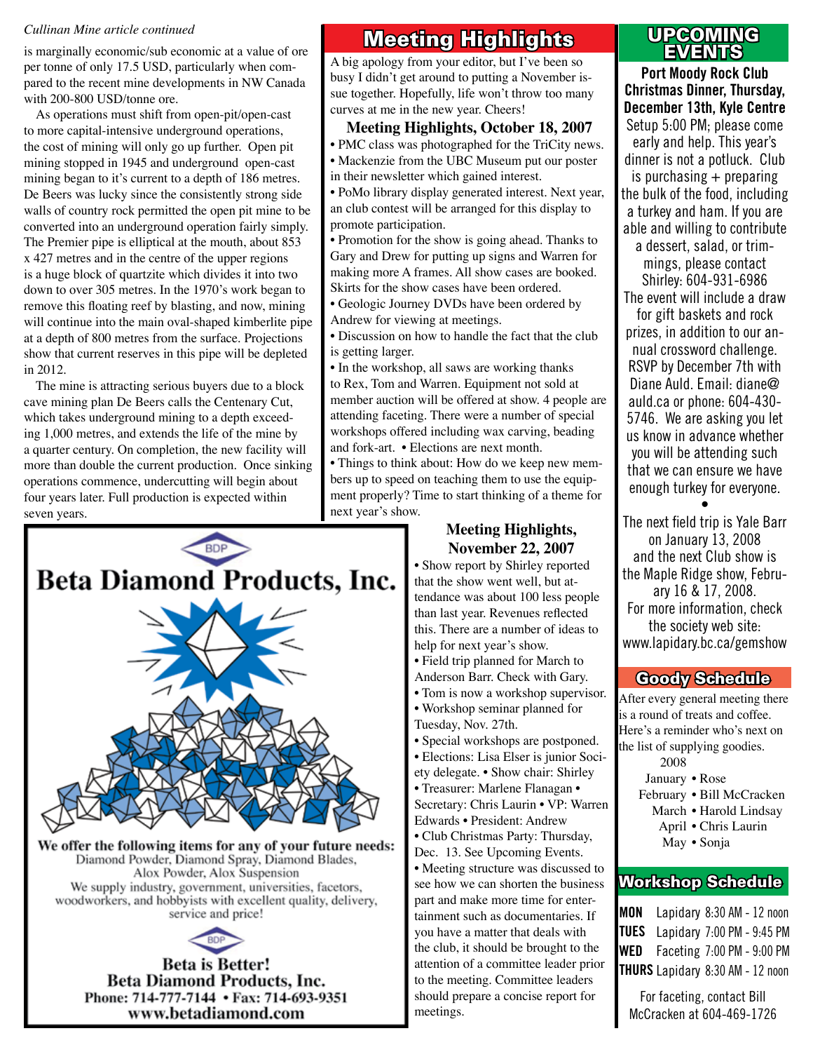*Cullinan Mine article continued*

is marginally economic/sub economic at a value of ore per tonne of only 17.5 USD, particularly when compared to the recent mine developments in NW Canada with 200-800 USD/tonne ore.

As operations must shift from open-pit/open-cast to more capital-intensive underground operations, the cost of mining will only go up further. Open pit mining stopped in 1945 and underground open-cast mining began to it's current to a depth of 186 metres. De Beers was lucky since the consistently strong side walls of country rock permitted the open pit mine to be converted into an underground operation fairly simply. The Premier pipe is elliptical at the mouth, about 853 x 427 metres and in the centre of the upper regions is a huge block of quartzite which divides it into two down to over 305 metres. In the 1970's work began to remove this floating reef by blasting, and now, mining will continue into the main oval-shaped kimberlite pipe at a depth of 800 metres from the surface. Projections show that current reserves in this pipe will be depleted in 2012.

The mine is attracting serious buyers due to a block cave mining plan De Beers calls the Centenary Cut, which takes underground mining to a depth exceeding 1,000 metres, and extends the life of the mine by a quarter century. On completion, the new facility will more than double the current production. Once sinking operations commence, undercutting will begin about four years later. Full production is expected within seven years.

BDP

**Beta Diamond Products, Inc.**

**We offer the following items for any of your future needs:**
Diamond Powder, Diamond Spray, Diamond Blades, Alox Powder, Alox Suspension
We supply industry, government, universities, facetors, woodworkers, and hobbyists with excellent quality, delivery, service and price!

BDP

**Beta is Better!**
**Beta Diamond Products, Inc.**
**Phone: 714-777-7144 • Fax: 714-693-9351**
**www.betadiamond.com**

## Meeting Highlights

A big apology from your editor, but I've been so busy I didn't get around to putting a November issue together. Hopefully, life won't throw too many curves at me in the new year. Cheers!

### Meeting Highlights, October 18, 2007

- PMC class was photographed for the TriCity news.
- Mackenzie from the UBC Museum put our poster in their newsletter which gained interest.
- PoMo library display generated interest. Next year, an club contest will be arranged for this display to promote participation.
- Promotion for the show is going ahead. Thanks to Gary and Drew for putting up signs and Warren for making more A frames. All show cases are booked. Skirts for the show cases have been ordered.
- Geologic Journey DVDs have been ordered by Andrew for viewing at meetings.
- Discussion on how to handle the fact that the club is getting larger.
- In the workshop, all saws are working thanks to Rex, Tom and Warren. Equipment not sold at member auction will be offered at show. 4 people are attending faceting. There were a number of special workshops offered including wax carving, beading and fork-art. • Elections are next month.
- Things to think about: How do we keep new members up to speed on teaching them to use the equipment properly? Time to start thinking of a theme for next year's show.

### Meeting Highlights, November 22, 2007

- Show report by Shirley reported that the show went well, but attendance was about 100 less people than last year. Revenues reflected this. There are a number of ideas to help for next year's show.
- Field trip planned for March to Anderson Barr. Check with Gary.
- Tom is now a workshop supervisor.
- Workshop seminar planned for Tuesday, Nov. 27th.
- Special workshops are postponed.
- Elections: Lisa Elser is junior Society delegate. • Show chair: Shirley • Treasurer: Marlene Flanagan • Secretary: Chris Laurin • VP: Warren Edwards • President: Andrew
- Club Christmas Party: Thursday, Dec. 13. See Upcoming Events.
- Meeting structure was discussed to see how we can shorten the business part and make more time for entertainment such as documentaries. If you have a matter that deals with the club, it should be brought to the attention of a committee leader prior to the meeting. Committee leaders should prepare a concise report for meetings.

## UPCOMING EVENTS

**Port Moody Rock Club Christmas Dinner, Thursday, December 13th, Kyle Centre**
Setup 5:00 PM; please come early and help. This year's dinner is not a potluck. Club is purchasing + preparing the bulk of the food, including a turkey and ham. If you are able and willing to contribute a dessert, salad, or trimmings, please contact Shirley: 604-931-6986
The event will include a draw for gift baskets and rock prizes, in addition to our annual crossword challenge. RSVP by December 7th with Diane Auld. Email: diane@auld.ca or phone: 604-430-5746. We are asking you let us know in advance whether you will be attending such that we can ensure we have enough turkey for everyone.

•

The next field trip is Yale Barr on January 13, 2008 and the next Club show is the Maple Ridge show, February 16 & 17, 2008.
For more information, check the society web site: www.lapidary.bc.ca/gemshow

## Goody Schedule

After every general meeting there is a round of treats and coffee. Here's a reminder who's next on the list of supplying goodies.

2008
January • Rose
February • Bill McCracken
March • Harold Lindsay
April • Chris Laurin
May • Sonja

## Workshop Schedule

| | | |
|---|---|---|
| **MON** | Lapidary | 8:30 AM - 12 noon |
| **TUES** | Lapidary | 7:00 PM - 9:45 PM |
| **WED** | Faceting | 7:00 PM - 9:00 PM |
| **THURS** | Lapidary | 8:30 AM - 12 noon |

For faceting, contact Bill McCracken at 604-469-1726